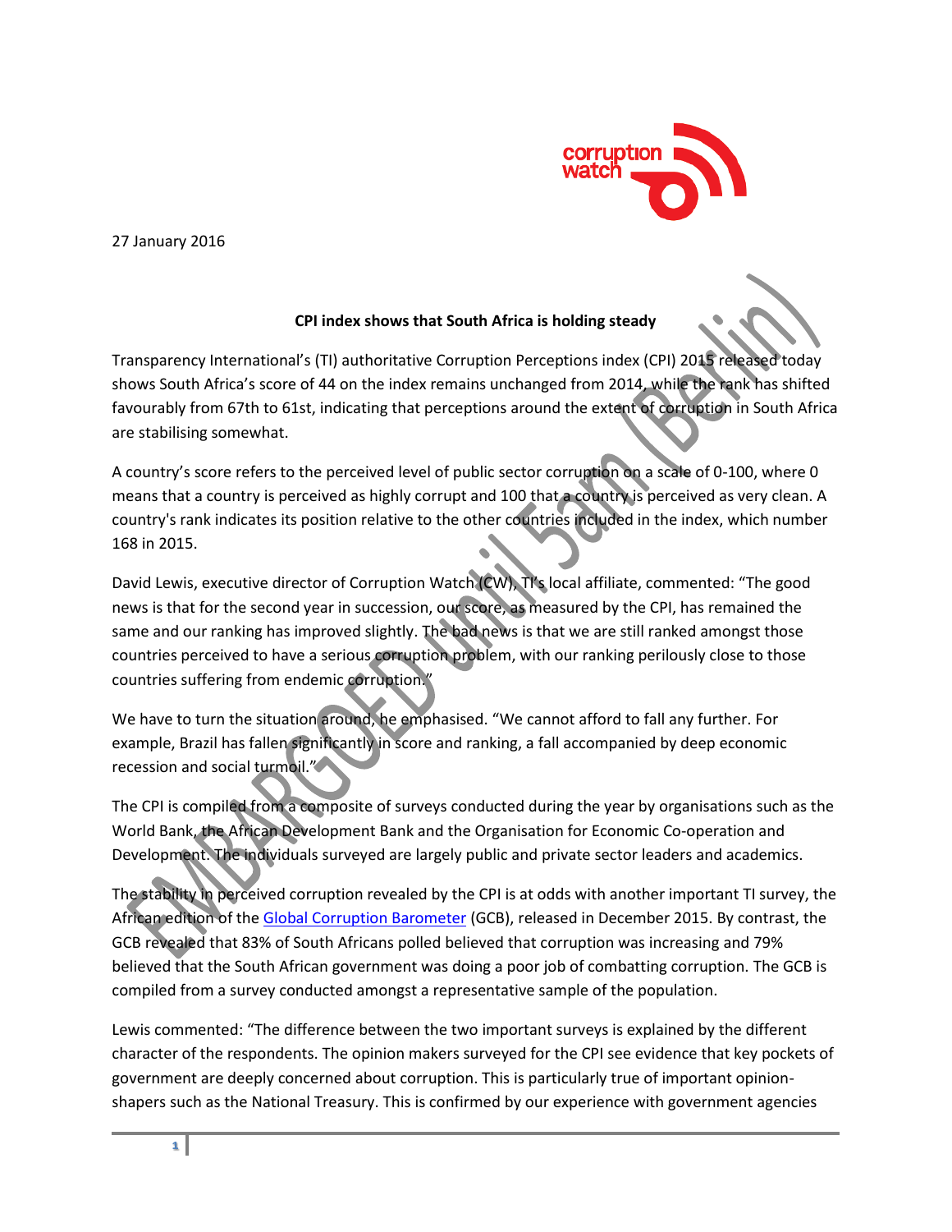27 January 2016

**CPI index shows that South Africa is holding steady**

Transparency International's (TI) authoritative Corruption Perceptions index (CPI) 2015 released today shows South Africa's score of 44 on the index remains unchanged from 2014, while the rank has shifted favourably from 67th to 61st, indicating that perceptions around the extent of corruption in South Africa are stabilising somewhat.

A country's score refers to the perceived level of public sector corruption on a scale of 0-100, where 0 means that a country is perceived as highly corrupt and 100 that a country is perceived as very clean. A country's rank indicates its position relative to the other countries included in the index, which number 168 in 2015.

David Lewis, executive director of Corruption Watch (CW), TI's local affiliate, commented: "The good news is that for the second year in succession, our score, as measured by the CPI, has remained the same and our ranking has improved slightly. The bad news is that we are still ranked amongst those countries perceived to have a serious corruption problem, with our ranking perilously close to those countries suffering from endemic corruption."

We have to turn the situation around, he emphasised. "We cannot afford to fall any further. For example, Brazil has fallen significantly in score and ranking, a fall accompanied by deep economic recession and social turmoil."

The CPI is compiled from a composite of surveys conducted during the year by organisations such as the World Bank, the African Development Bank and the Organisation for Economic Co-operation and Development. The individuals surveyed are largely public and private sector leaders and academics.

The stability in perceived corruption revealed by the CPI is at odds with another important TI survey, the African edition of the Global Corruption Barometer (GCB), released in December 2015. By contrast, the GCB revealed that 83% of South Africans polled believed that corruption was increasing and 79% believed that the South African government was doing a poor job of combatting corruption. The GCB is compiled from a survey conducted amongst a representative sample of the population.

Lewis commented: "The difference between the two important surveys is explained by the different character of the respondents. The opinion makers surveyed for the CPI see evidence that key pockets of government are deeply concerned about corruption. This is particularly true of important opinion-shapers such as the National Treasury. This is confirmed by our experience with government agencies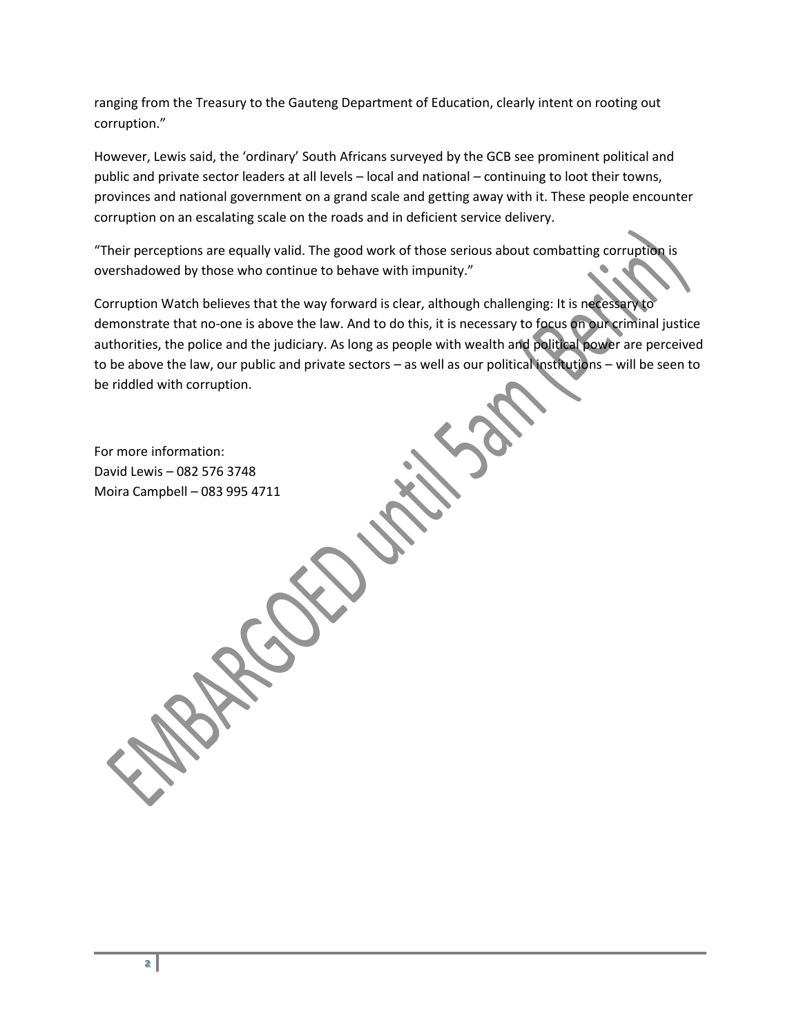ranging from the Treasury to the Gauteng Department of Education, clearly intent on rooting out corruption."

However, Lewis said, the 'ordinary' South Africans surveyed by the GCB see prominent political and public and private sector leaders at all levels – local and national – continuing to loot their towns, provinces and national government on a grand scale and getting away with it. These people encounter corruption on an escalating scale on the roads and in deficient service delivery.

"Their perceptions are equally valid. The good work of those serious about combatting corruption is overshadowed by those who continue to behave with impunity."

Corruption Watch believes that the way forward is clear, although challenging: It is necessary to demonstrate that no-one is above the law. And to do this, it is necessary to focus on our criminal justice authorities, the police and the judiciary. As long as people with wealth and political power are perceived to be above the law, our public and private sectors – as well as our political institutions – will be seen to be riddled with corruption.

For more information:
David Lewis – 082 576 3748
Moira Campbell – 083 995 4711

EMBARGOED until 5am (Berlin)